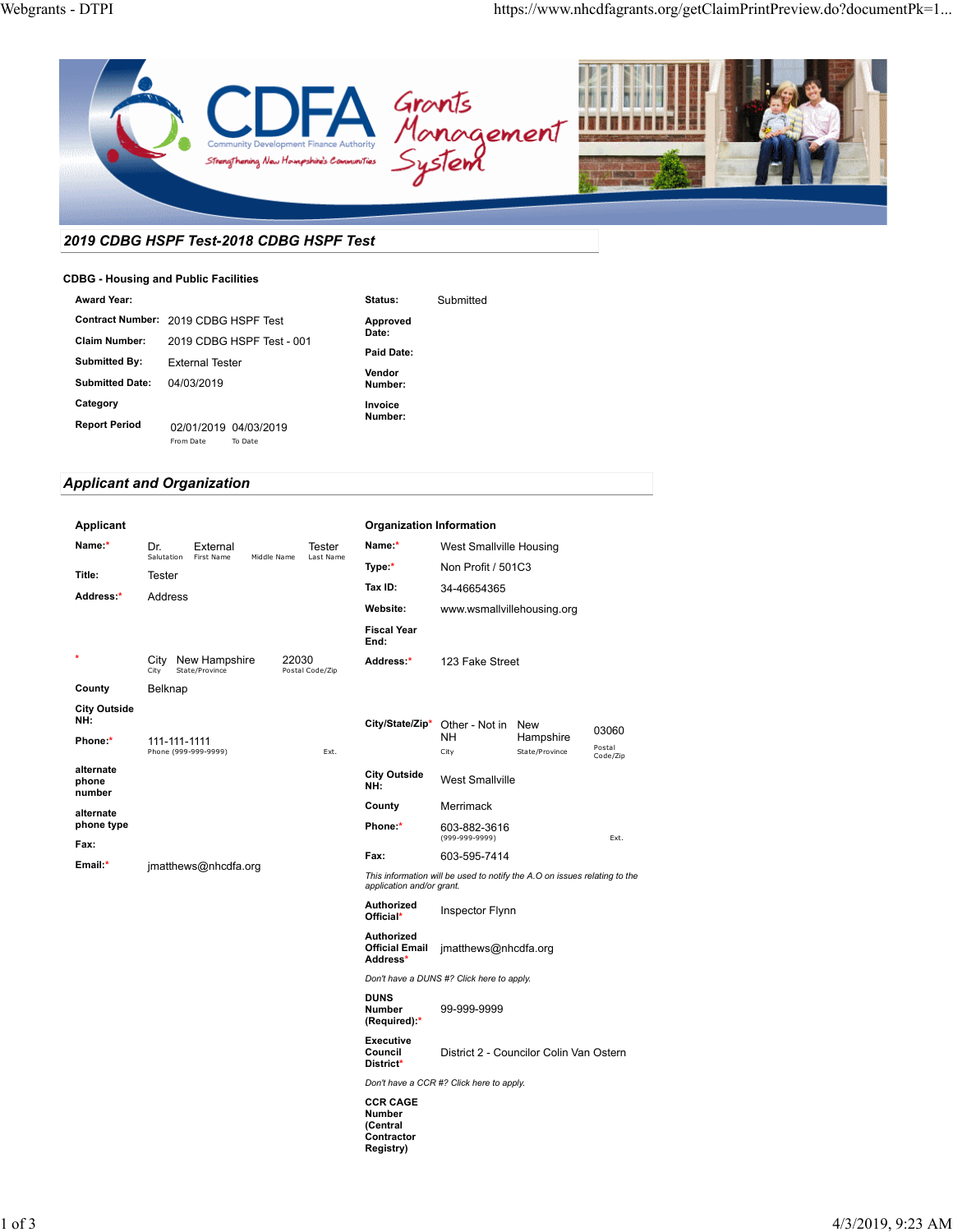## 2019 CDBG HSPF Test-2018 CDBG HSPF Test

### CDBG - Housing and Public Facilities

| | | | |
|---|---|---|---|
| **Award Year:** | | **Status:** | Submitted |
| **Contract Number:** | 2019 CDBG HSPF Test | **Approved Date:** | |
| **Claim Number:** | 2019 CDBG HSPF Test - 001 | **Paid Date:** | |
| **Submitted By:** | External Tester | **Vendor Number:** | |
| **Submitted Date:** | 04/03/2019 | **Invoice Number:** | |
| **Category** | | | |
| **Report Period** | 02/01/2019 (From Date) 04/03/2019 (To Date) | | |

## Applicant and Organization

### Applicant

| | |
|---|---|
| **Name:*** | Dr. (Salutation) External (First Name) (Middle Name) Tester (Last Name) |
| **Title:** | Tester |
| **Address:*** | Address |
| * | City (City) New Hampshire (State/Province) 22030 (Postal Code/Zip) |
| **County** | Belknap |
| **City Outside NH:** | |
| **Phone:*** | 111-111-1111 Phone (999-999-9999) Ext. |
| **alternate phone number** | |
| **alternate phone type** | |
| **Fax:** | |
| **Email:*** | jmatthews@nhcdfa.org |

### Organization Information

| | |
|---|---|
| **Name:*** | West Smallville Housing |
| **Type:*** | Non Profit / 501C3 |
| **Tax ID:** | 34-46654365 |
| **Website:** | www.wsmallvillehousing.org |
| **Fiscal Year End:** | |
| **Address:*** | 123 Fake Street |
| **City/State/Zip*** | Other - Not in NH (City) New Hampshire (State/Province) 03060 (Postal Code/Zip) |
| **City Outside NH:** | West Smallville |
| **County** | Merrimack |
| **Phone:*** | 603-882-3616 (999-999-9999) Ext. |
| **Fax:** | 603-595-7414 |

*This information will be used to notify the A.O on issues relating to the application and/or grant.*

| | |
|---|---|
| **Authorized Official*** | Inspector Flynn |
| **Authorized Official Email Address*** | jmatthews@nhcdfa.org |

*Don't have a DUNS #? Click here to apply.*

| | |
|---|---|
| **DUNS Number (Required):*** | 99-999-9999 |
| **Executive Council District*** | District 2 - Councilor Colin Van Ostern |

*Don't have a CCR #? Click here to apply.*

| | |
|---|---|
| **CCR CAGE Number (Central Contractor Registry)** | |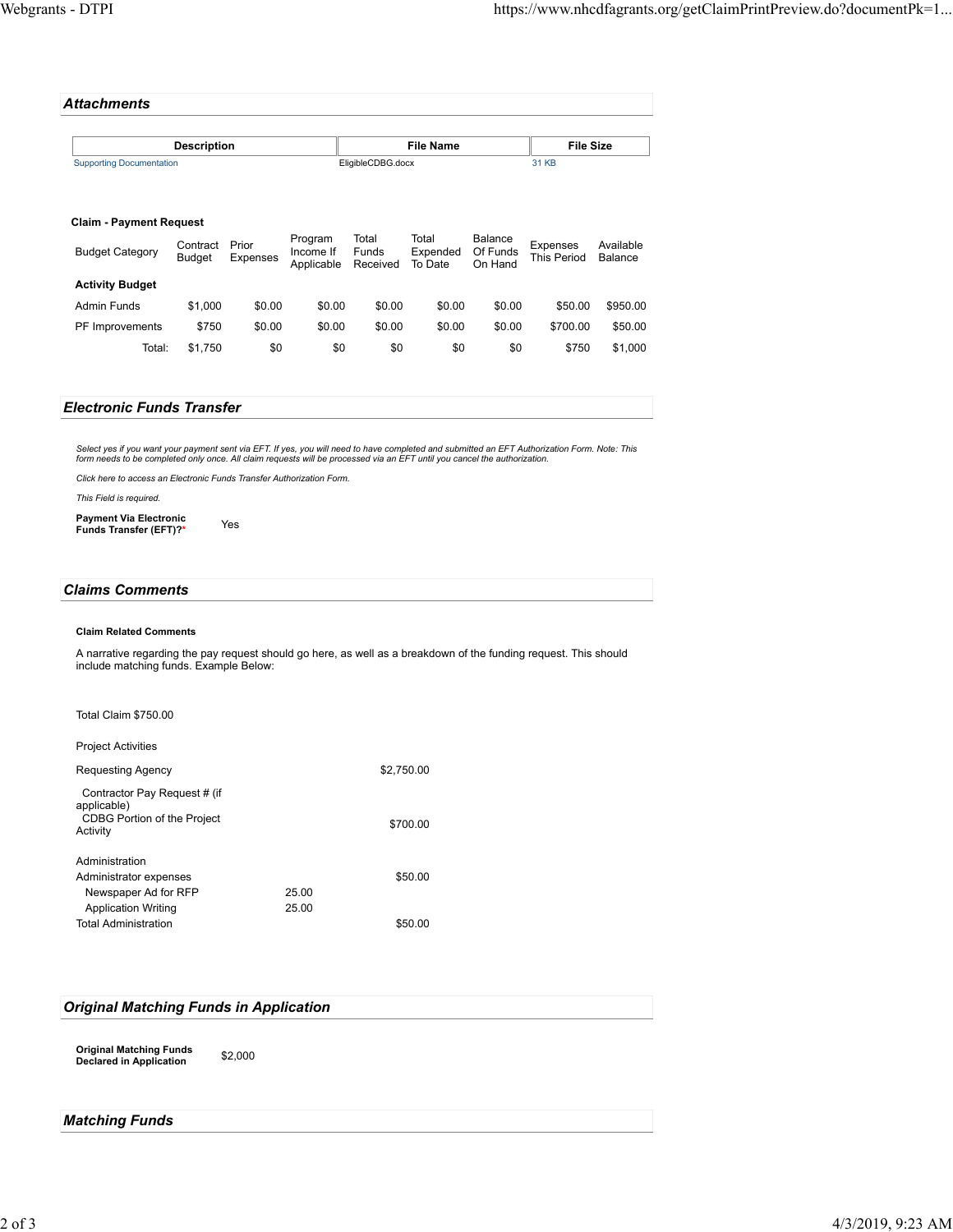## Attachments

| Description | File Name | File Size |
|---|---|---|
| Supporting Documentation | EligibleCDBG.docx | 31 KB |

**Claim - Payment Request**

| Budget Category | Contract Budget | Prior Expenses | Program Income If Applicable | Total Funds Received | Total Expended To Date | Balance Of Funds On Hand | Expenses This Period | Available Balance |
|---|---|---|---|---|---|---|---|---|
| **Activity Budget** | | | | | | | | |
| Admin Funds | $1,000 | $0.00 | $0.00 | $0.00 | $0.00 | $0.00 | $50.00 | $950.00 |
| PF Improvements | $750 | $0.00 | $0.00 | $0.00 | $0.00 | $0.00 | $700.00 | $50.00 |
| Total: | $1,750 | $0 | $0 | $0 | $0 | $0 | $750 | $1,000 |

## Electronic Funds Transfer

*Select yes if you want your payment sent via EFT. If yes, you will need to have completed and submitted an EFT Authorization Form. Note: This form needs to be completed only once. All claim requests will be processed via an EFT until you cancel the authorization.*

*Click here to access an Electronic Funds Transfer Authorization Form.*

*This Field is required.*

**Payment Via Electronic Funds Transfer (EFT)?*** Yes

## Claims Comments

**Claim Related Comments**

A narrative regarding the pay request should go here, as well as a breakdown of the funding request. This should include matching funds. Example Below:

Total Claim $750.00

Project Activities

| | | |
|---|---|---|
| Requesting Agency | | $2,750.00 |
| Contractor Pay Request # (if applicable) CDBG Portion of the Project Activity | | $700.00 |
| | | |
| Administration | | |
| Administrator expenses | | $50.00 |
| Newspaper Ad for RFP | 25.00 | |
| Application Writing | 25.00 | |
| Total Administration | | $50.00 |

## Original Matching Funds in Application

**Original Matching Funds Declared in Application** $2,000

## Matching Funds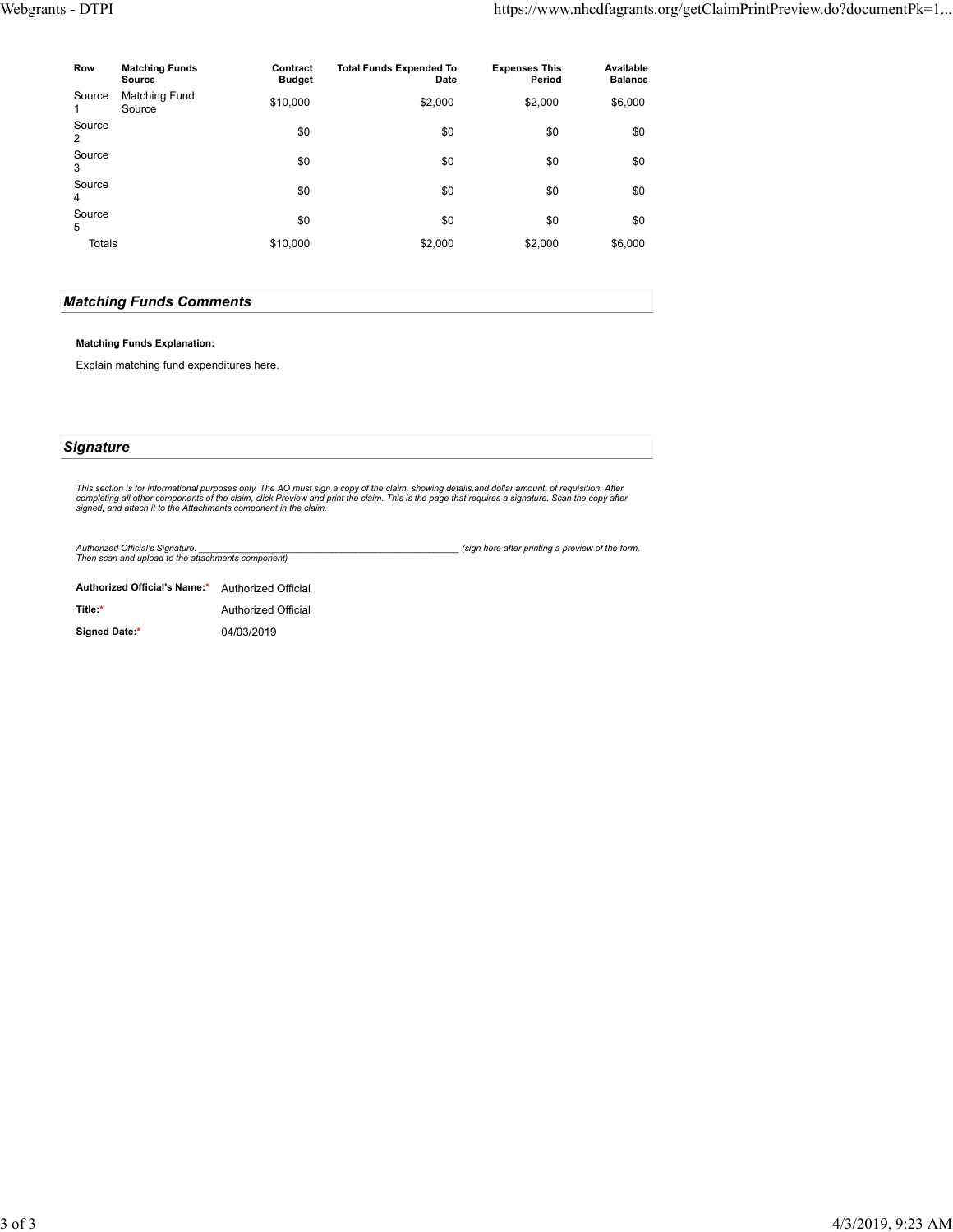| Row | Matching Funds Source | Contract Budget | Total Funds Expended To Date | Expenses This Period | Available Balance |
|---|---|---|---|---|---|
| Source 1 | Matching Fund Source | $10,000 | $2,000 | $2,000 | $6,000 |
| Source 2 | | $0 | $0 | $0 | $0 |
| Source 3 | | $0 | $0 | $0 | $0 |
| Source 4 | | $0 | $0 | $0 | $0 |
| Source 5 | | $0 | $0 | $0 | $0 |
| Totals | | $10,000 | $2,000 | $2,000 | $6,000 |

## *Matching Funds Comments*

**Matching Funds Explanation:**

Explain matching fund expenditures here.

## *Signature*

*This section is for informational purposes only. The AO must sign a copy of the claim, showing details,and dollar amount, of requisition. After completing all other components of the claim, click Preview and print the claim. This is the page that requires a signature. Scan the copy after signed, and attach it to the Attachments component in the claim.*

*Authorized Official's Signature: ____________________________________________________ (sign here after printing a preview of the form. Then scan and upload to the attachments component)*

| | |
|---|---|
| **Authorized Official's Name:*** | Authorized Official |
| **Title:*** | Authorized Official |
| **Signed Date:*** | 04/03/2019 |